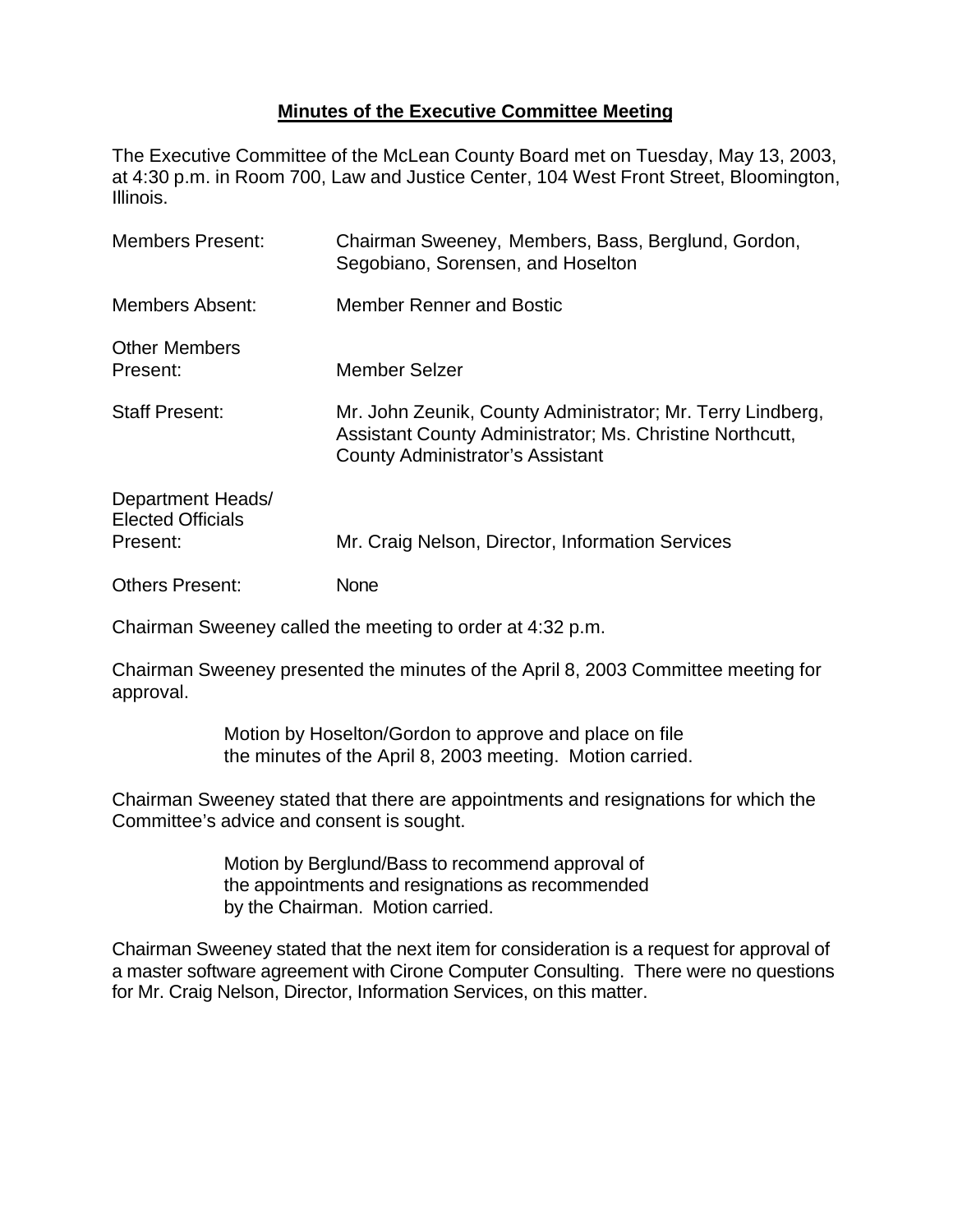**Minutes of the Executive Committee Meeting**

The Executive Committee of the McLean County Board met on Tuesday, May 13, 2003, at 4:30 p.m. in Room 700, Law and Justice Center, 104 West Front Street, Bloomington, Illinois.

| | |
|---|---|
| Members Present: | Chairman Sweeney, Members, Bass, Berglund, Gordon, Segobiano, Sorensen, and Hoselton |
| Members Absent: | Member Renner and Bostic |
| Other Members Present: | Member Selzer |
| Staff Present: | Mr. John Zeunik, County Administrator; Mr. Terry Lindberg, Assistant County Administrator; Ms. Christine Northcutt, County Administrator's Assistant |
| Department Heads/ Elected Officials Present: | Mr. Craig Nelson, Director, Information Services |
| Others Present: | None |

Chairman Sweeney called the meeting to order at 4:32 p.m.

Chairman Sweeney presented the minutes of the April 8, 2003 Committee meeting for approval.

> Motion by Hoselton/Gordon to approve and place on file the minutes of the April 8, 2003 meeting. Motion carried.

Chairman Sweeney stated that there are appointments and resignations for which the Committee's advice and consent is sought.

> Motion by Berglund/Bass to recommend approval of the appointments and resignations as recommended by the Chairman. Motion carried.

Chairman Sweeney stated that the next item for consideration is a request for approval of a master software agreement with Cirone Computer Consulting. There were no questions for Mr. Craig Nelson, Director, Information Services, on this matter.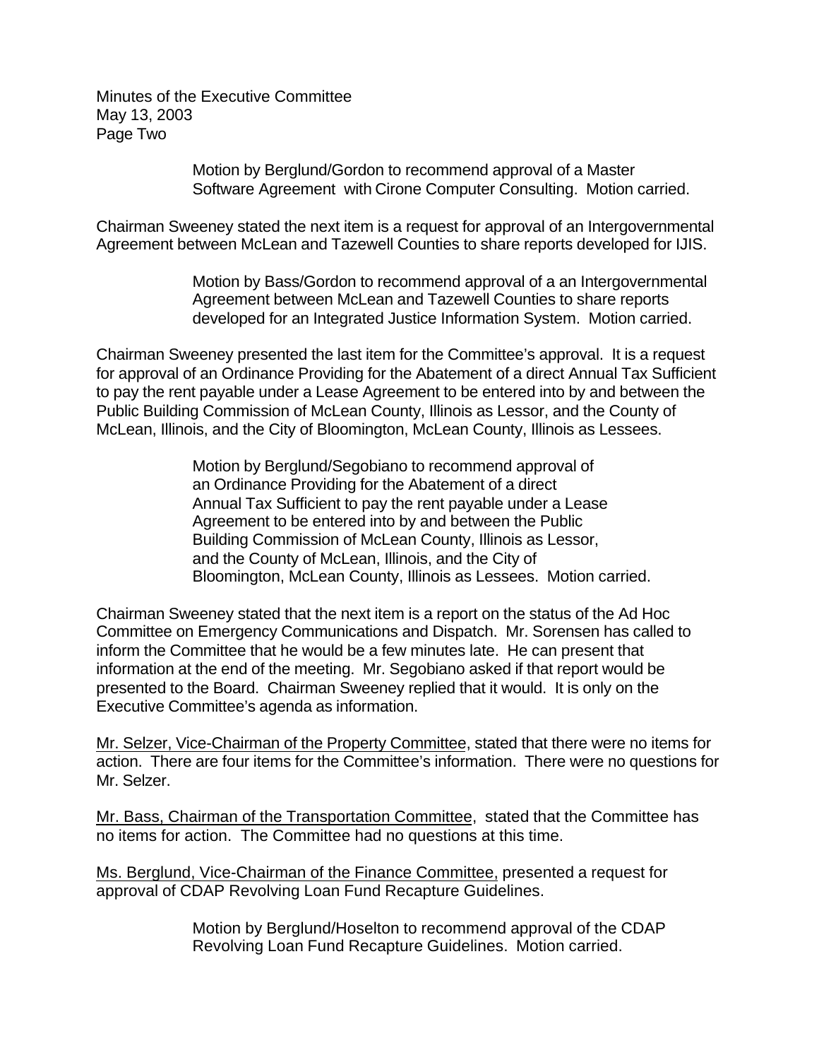Motion by Berglund/Gordon to recommend approval of a Master Software Agreement with Cirone Computer Consulting. Motion carried.

Chairman Sweeney stated the next item is a request for approval of an Intergovernmental Agreement between McLean and Tazewell Counties to share reports developed for IJIS.

Motion by Bass/Gordon to recommend approval of a an Intergovernmental Agreement between McLean and Tazewell Counties to share reports developed for an Integrated Justice Information System. Motion carried.

Chairman Sweeney presented the last item for the Committee's approval. It is a request for approval of an Ordinance Providing for the Abatement of a direct Annual Tax Sufficient to pay the rent payable under a Lease Agreement to be entered into by and between the Public Building Commission of McLean County, Illinois as Lessor, and the County of McLean, Illinois, and the City of Bloomington, McLean County, Illinois as Lessees.

Motion by Berglund/Segobiano to recommend approval of an Ordinance Providing for the Abatement of a direct Annual Tax Sufficient to pay the rent payable under a Lease Agreement to be entered into by and between the Public Building Commission of McLean County, Illinois as Lessor, and the County of McLean, Illinois, and the City of Bloomington, McLean County, Illinois as Lessees. Motion carried.

Chairman Sweeney stated that the next item is a report on the status of the Ad Hoc Committee on Emergency Communications and Dispatch. Mr. Sorensen has called to inform the Committee that he would be a few minutes late. He can present that information at the end of the meeting. Mr. Segobiano asked if that report would be presented to the Board. Chairman Sweeney replied that it would. It is only on the Executive Committee's agenda as information.

<u>Mr. Selzer, Vice-Chairman of the Property Committee</u>, stated that there were no items for action. There are four items for the Committee's information. There were no questions for Mr. Selzer.

<u>Mr. Bass, Chairman of the Transportation Committee</u>, stated that the Committee has no items for action. The Committee had no questions at this time.

<u>Ms. Berglund, Vice-Chairman of the Finance Committee,</u> presented a request for approval of CDAP Revolving Loan Fund Recapture Guidelines.

Motion by Berglund/Hoselton to recommend approval of the CDAP Revolving Loan Fund Recapture Guidelines. Motion carried.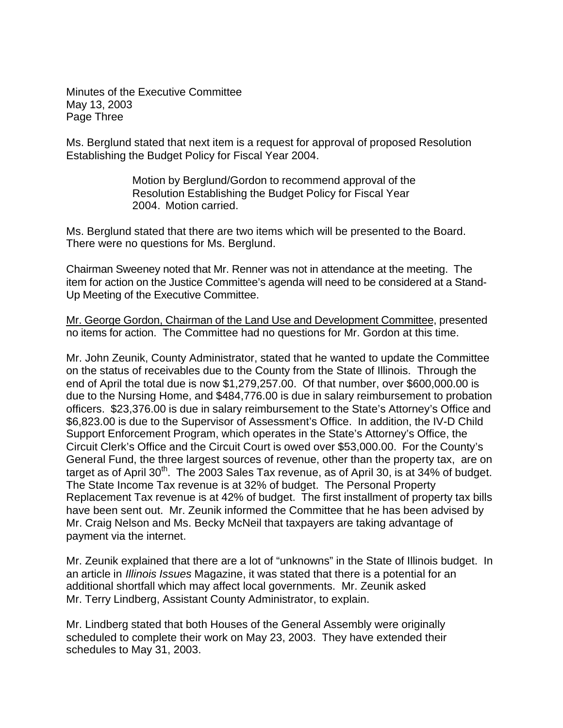Ms. Berglund stated that next item is a request for approval of proposed Resolution Establishing the Budget Policy for Fiscal Year 2004.

> Motion by Berglund/Gordon to recommend approval of the Resolution Establishing the Budget Policy for Fiscal Year 2004. Motion carried.

Ms. Berglund stated that there are two items which will be presented to the Board. There were no questions for Ms. Berglund.

Chairman Sweeney noted that Mr. Renner was not in attendance at the meeting. The item for action on the Justice Committee's agenda will need to be considered at a Stand-Up Meeting of the Executive Committee.

<u>Mr. George Gordon, Chairman of the Land Use and Development Committee</u>, presented no items for action. The Committee had no questions for Mr. Gordon at this time.

Mr. John Zeunik, County Administrator, stated that he wanted to update the Committee on the status of receivables due to the County from the State of Illinois. Through the end of April the total due is now $1,279,257.00. Of that number, over $600,000.00 is due to the Nursing Home, and $484,776.00 is due in salary reimbursement to probation officers. $23,376.00 is due in salary reimbursement to the State's Attorney's Office and $6,823.00 is due to the Supervisor of Assessment's Office. In addition, the IV-D Child Support Enforcement Program, which operates in the State's Attorney's Office, the Circuit Clerk's Office and the Circuit Court is owed over $53,000.00. For the County's General Fund, the three largest sources of revenue, other than the property tax, are on target as of April 30th. The 2003 Sales Tax revenue, as of April 30, is at 34% of budget. The State Income Tax revenue is at 32% of budget. The Personal Property Replacement Tax revenue is at 42% of budget. The first installment of property tax bills have been sent out. Mr. Zeunik informed the Committee that he has been advised by Mr. Craig Nelson and Ms. Becky McNeil that taxpayers are taking advantage of payment via the internet.

Mr. Zeunik explained that there are a lot of "unknowns" in the State of Illinois budget. In an article in *Illinois Issues* Magazine, it was stated that there is a potential for an additional shortfall which may affect local governments. Mr. Zeunik asked Mr. Terry Lindberg, Assistant County Administrator, to explain.

Mr. Lindberg stated that both Houses of the General Assembly were originally scheduled to complete their work on May 23, 2003. They have extended their schedules to May 31, 2003.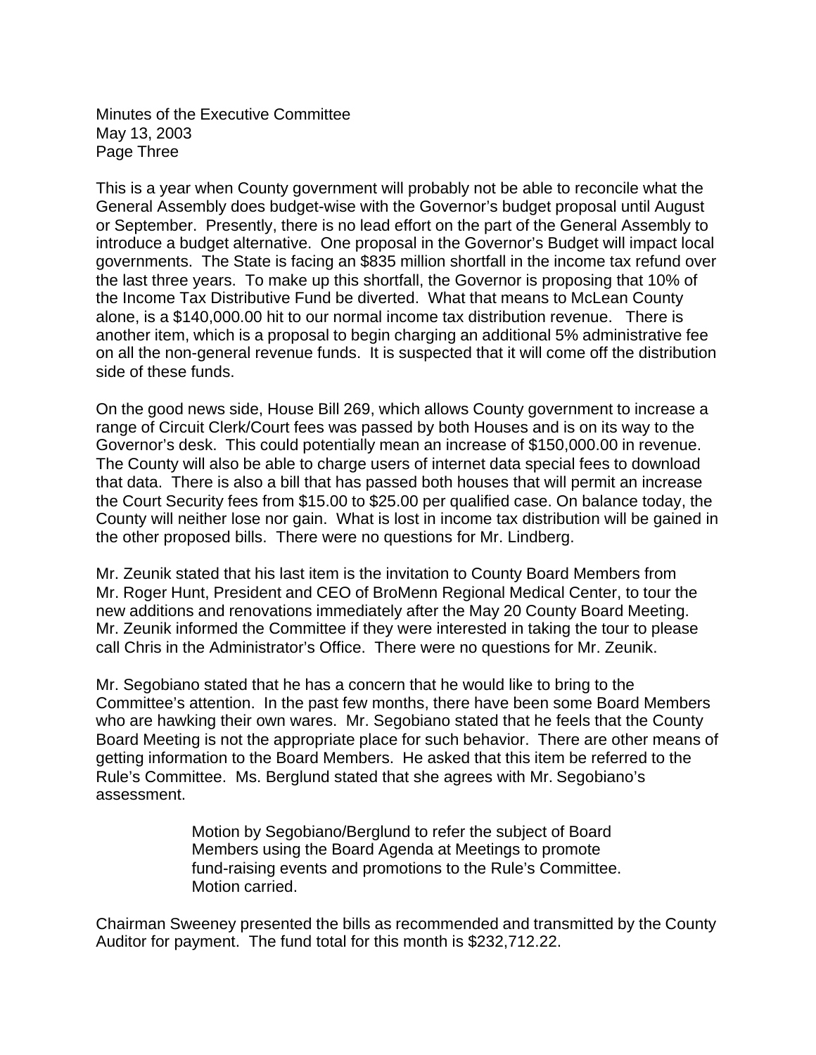This is a year when County government will probably not be able to reconcile what the General Assembly does budget-wise with the Governor's budget proposal until August or September. Presently, there is no lead effort on the part of the General Assembly to introduce a budget alternative. One proposal in the Governor's Budget will impact local governments. The State is facing an $835 million shortfall in the income tax refund over the last three years. To make up this shortfall, the Governor is proposing that 10% of the Income Tax Distributive Fund be diverted. What that means to McLean County alone, is a $140,000.00 hit to our normal income tax distribution revenue. There is another item, which is a proposal to begin charging an additional 5% administrative fee on all the non-general revenue funds. It is suspected that it will come off the distribution side of these funds.

On the good news side, House Bill 269, which allows County government to increase a range of Circuit Clerk/Court fees was passed by both Houses and is on its way to the Governor's desk. This could potentially mean an increase of $150,000.00 in revenue. The County will also be able to charge users of internet data special fees to download that data. There is also a bill that has passed both houses that will permit an increase the Court Security fees from $15.00 to $25.00 per qualified case. On balance today, the County will neither lose nor gain. What is lost in income tax distribution will be gained in the other proposed bills. There were no questions for Mr. Lindberg.

Mr. Zeunik stated that his last item is the invitation to County Board Members from Mr. Roger Hunt, President and CEO of BroMenn Regional Medical Center, to tour the new additions and renovations immediately after the May 20 County Board Meeting. Mr. Zeunik informed the Committee if they were interested in taking the tour to please call Chris in the Administrator's Office. There were no questions for Mr. Zeunik.

Mr. Segobiano stated that he has a concern that he would like to bring to the Committee's attention. In the past few months, there have been some Board Members who are hawking their own wares. Mr. Segobiano stated that he feels that the County Board Meeting is not the appropriate place for such behavior. There are other means of getting information to the Board Members. He asked that this item be referred to the Rule's Committee. Ms. Berglund stated that she agrees with Mr. Segobiano's assessment.

> Motion by Segobiano/Berglund to refer the subject of Board Members using the Board Agenda at Meetings to promote fund-raising events and promotions to the Rule's Committee. Motion carried.

Chairman Sweeney presented the bills as recommended and transmitted by the County Auditor for payment. The fund total for this month is $232,712.22.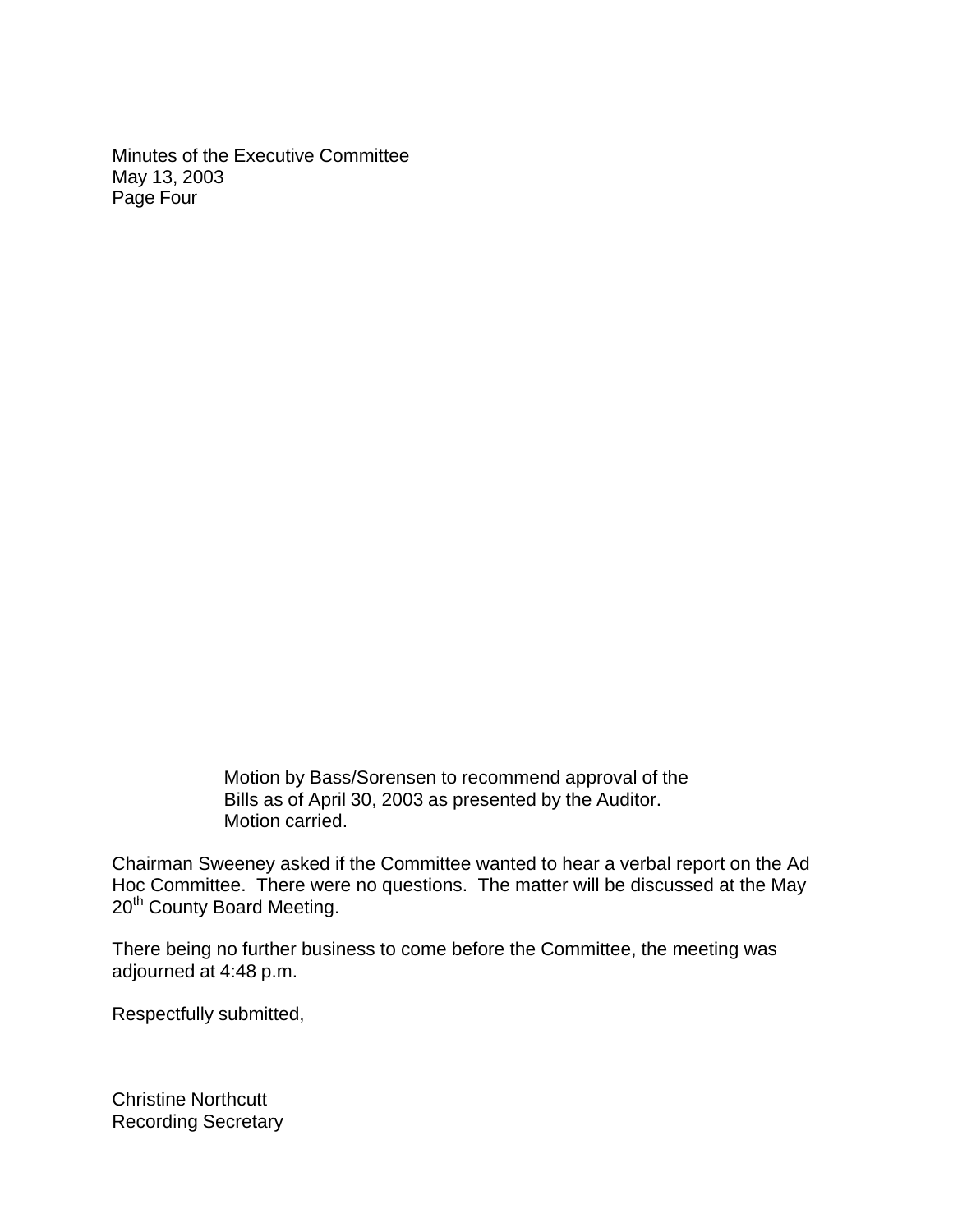Minutes of the Executive Committee
May 13, 2003
Page Four

> Motion by Bass/Sorensen to recommend approval of the Bills as of April 30, 2003 as presented by the Auditor. Motion carried.

Chairman Sweeney asked if the Committee wanted to hear a verbal report on the Ad Hoc Committee. There were no questions. The matter will be discussed at the May 20th County Board Meeting.

There being no further business to come before the Committee, the meeting was adjourned at 4:48 p.m.

Respectfully submitted,

Christine Northcutt
Recording Secretary